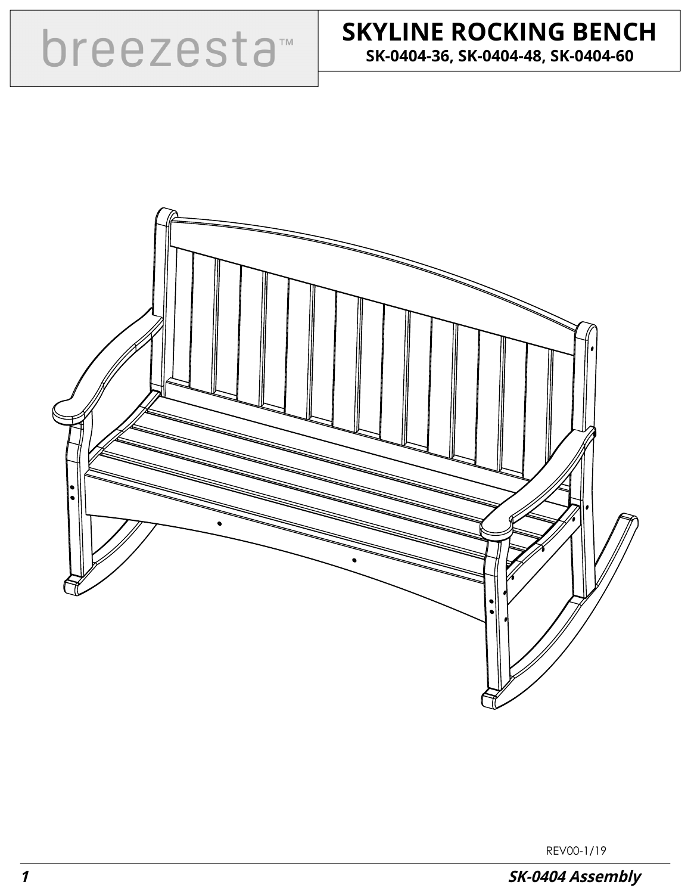breezesta™

# SKYLINE ROCKING BENCH

**SK-0404-36, SK-0404-48, SK-0404-60**

REV00-1/19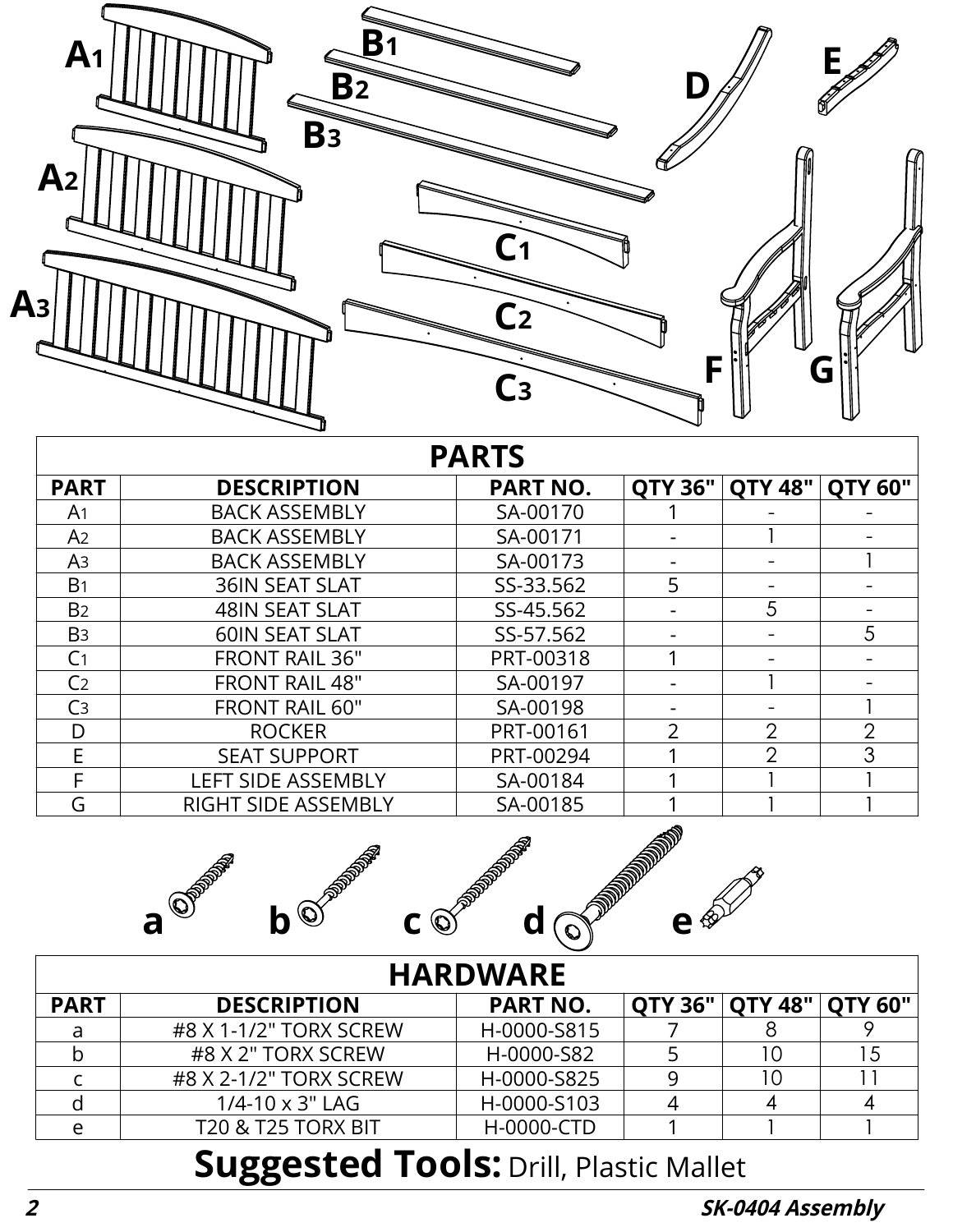| PARTS | | | | | |
|---|---|---|---|---|---|
| PART | DESCRIPTION | PART NO. | QTY 36" | QTY 48" | QTY 60" |
| $A_1$ | BACK ASSEMBLY | SA-00170 | 1 | - | - |
| $A_2$ | BACK ASSEMBLY | SA-00171 | - | 1 | - |
| $A_3$ | BACK ASSEMBLY | SA-00173 | - | - | 1 |
| $B_1$ | 36IN SEAT SLAT | SS-33.562 | 5 | - | - |
| $B_2$ | 48IN SEAT SLAT | SS-45.562 | - | 5 | - |
| $B_3$ | 60IN SEAT SLAT | SS-57.562 | - | - | 5 |
| $C_1$ | FRONT RAIL 36" | PRT-00318 | 1 | - | - |
| $C_2$ | FRONT RAIL 48" | SA-00197 | - | 1 | - |
| $C_3$ | FRONT RAIL 60" | SA-00198 | - | - | 1 |
| D | ROCKER | PRT-00161 | 2 | 2 | 2 |
| E | SEAT SUPPORT | PRT-00294 | 1 | 2 | 3 |
| F | LEFT SIDE ASSEMBLY | SA-00184 | 1 | 1 | 1 |
| G | RIGHT SIDE ASSEMBLY | SA-00185 | 1 | 1 | 1 |

| HARDWARE | | | | | |
|---|---|---|---|---|---|
| PART | DESCRIPTION | PART NO. | QTY 36" | QTY 48" | QTY 60" |
| a | #8 X 1-1/2" TORX SCREW | H-0000-S815 | 7 | 8 | 9 |
| b | #8 X 2" TORX SCREW | H-0000-S82 | 5 | 10 | 15 |
| c | #8 X 2-1/2" TORX SCREW | H-0000-S825 | 9 | 10 | 11 |
| d | 1/4-10 x 3" LAG | H-0000-S103 | 4 | 4 | 4 |
| e | T20 & T25 TORX BIT | H-0000-CTD | 1 | 1 | 1 |

**Suggested Tools:** Drill, Plastic Mallet

*SK-0404 Assembly*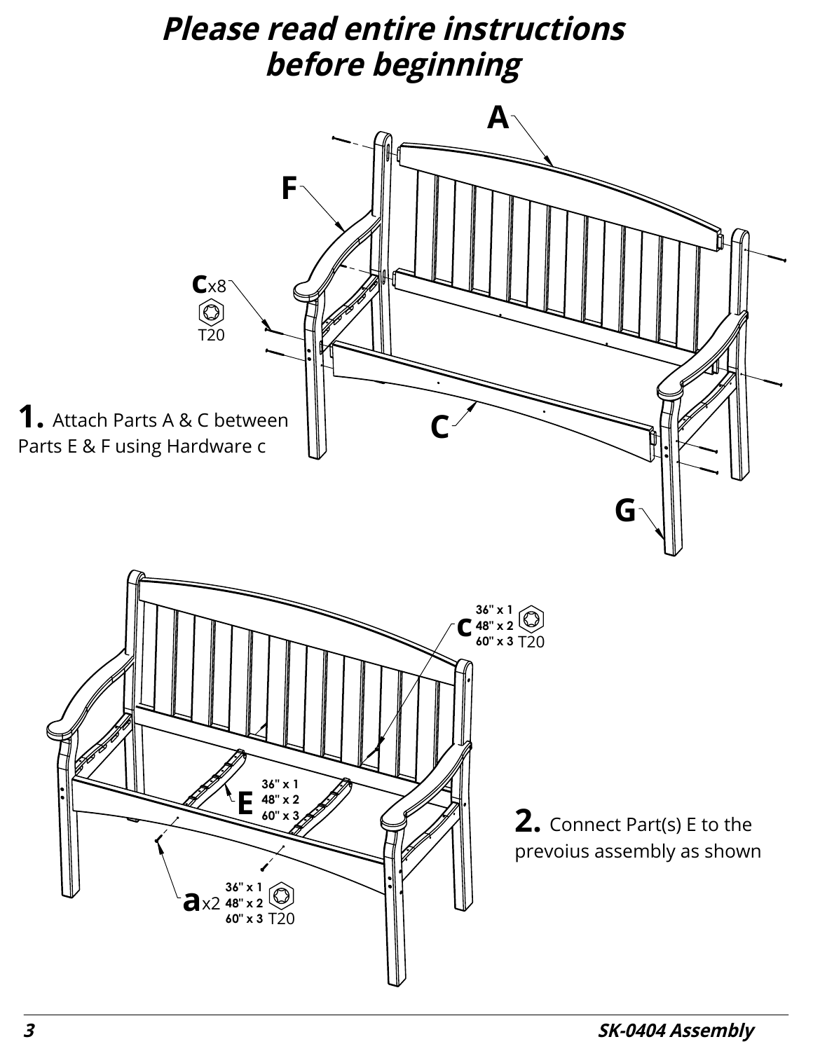# *Please read entire instructions before beginning*

**1.** Attach Parts A & C between Parts E & F using Hardware c

A

F

**c** x8 T20

C

G

**2.** Connect Part(s) E to the prevoius assembly as shown

**c** 36" x 1 48" x 2 60" x 3 T20

**E** 36" x 1 48" x 2 60" x 3

**a** x2 36" x 1 48" x 2 60" x 3 T20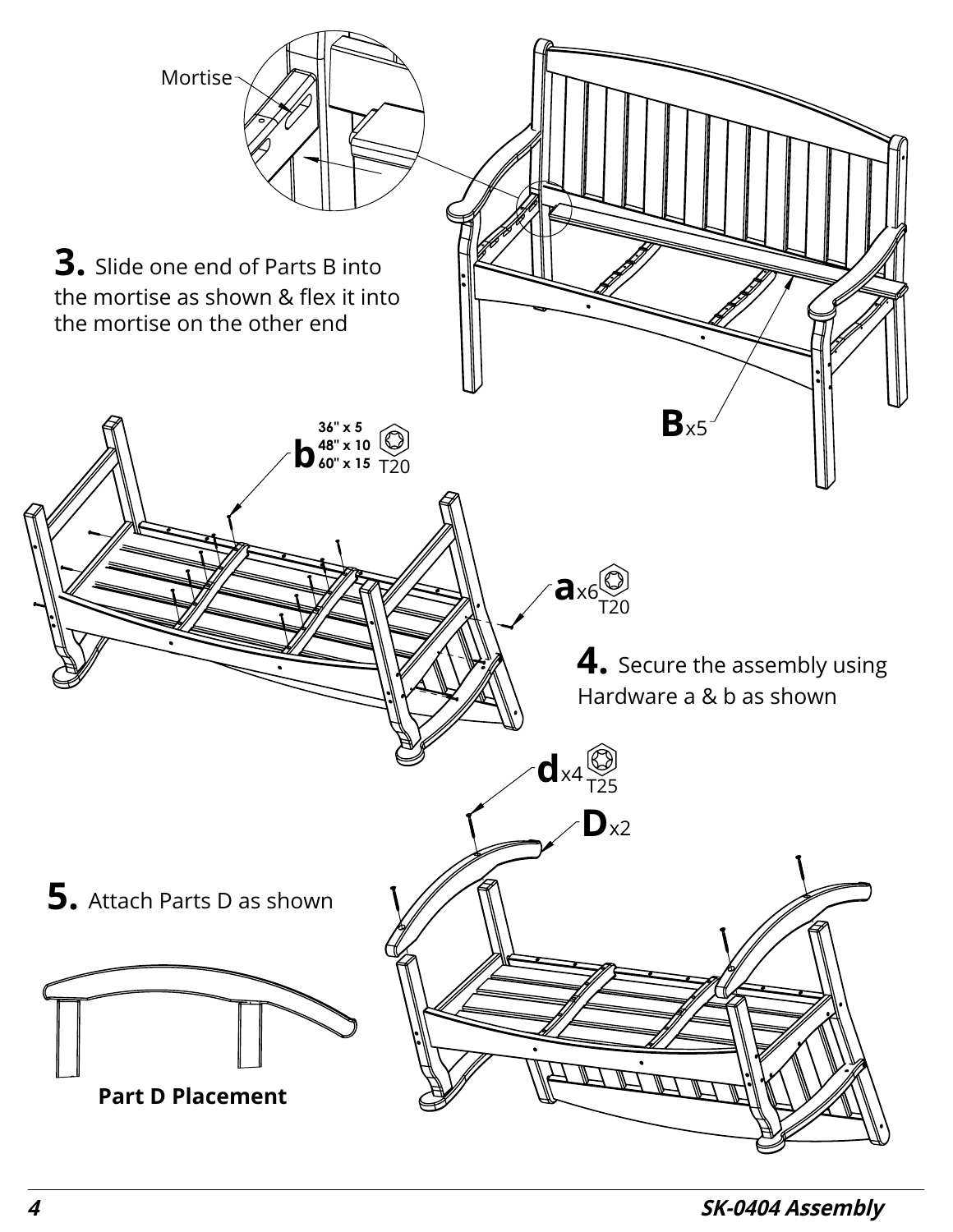Mortise

**3.** Slide one end of Parts B into the mortise as shown & flex it into the mortise on the other end

**B**x5

**b** 36" x 5
48" x 10
60" x 15
T20

**a**x6
T20

**4.** Secure the assembly using Hardware a & b as shown

**d**x4
T25

**D**x2

**5.** Attach Parts D as shown

**Part D Placement**